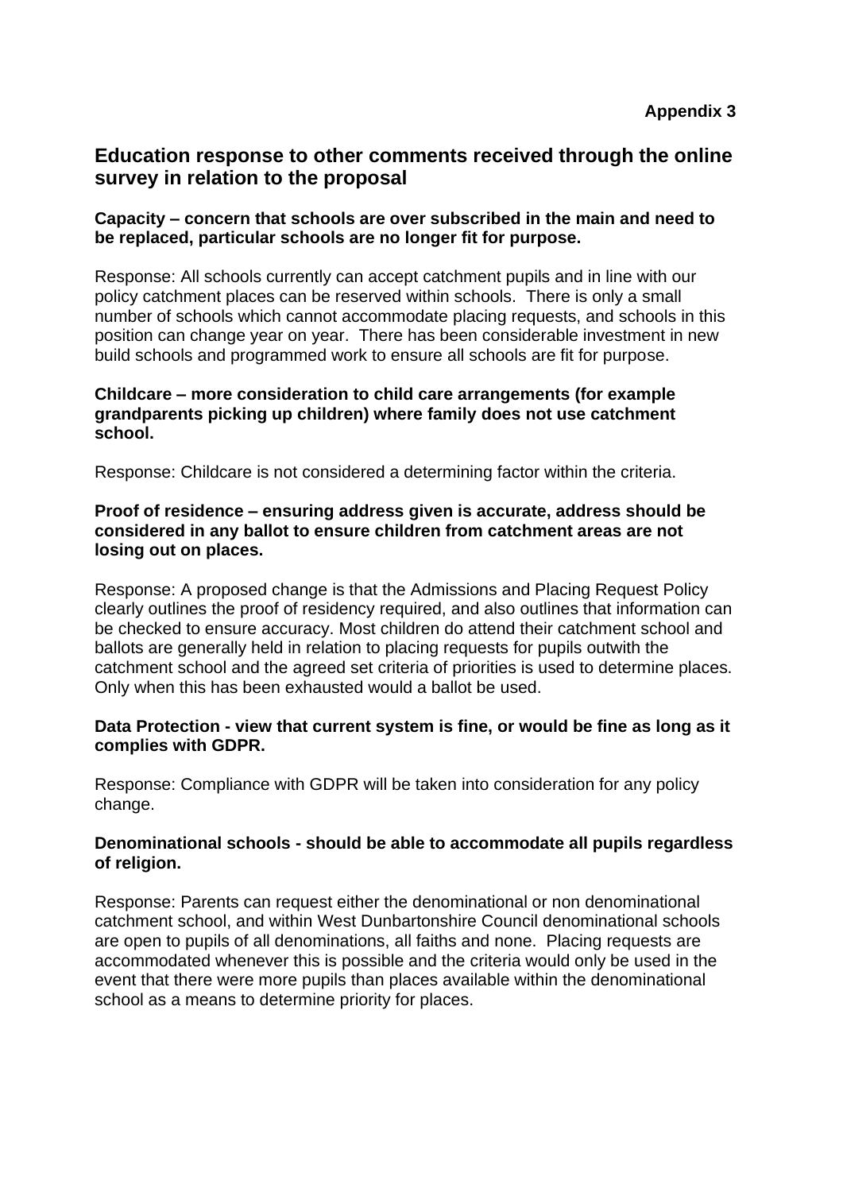**Appendix 3**

## Education response to other comments received through the online survey in relation to the proposal

**Capacity – concern that schools are over subscribed in the main and need to be replaced, particular schools are no longer fit for purpose.**

Response: All schools currently can accept catchment pupils and in line with our policy catchment places can be reserved within schools. There is only a small number of schools which cannot accommodate placing requests, and schools in this position can change year on year. There has been considerable investment in new build schools and programmed work to ensure all schools are fit for purpose.

**Childcare – more consideration to child care arrangements (for example grandparents picking up children) where family does not use catchment school.**

Response: Childcare is not considered a determining factor within the criteria.

**Proof of residence – ensuring address given is accurate, address should be considered in any ballot to ensure children from catchment areas are not losing out on places.**

Response: A proposed change is that the Admissions and Placing Request Policy clearly outlines the proof of residency required, and also outlines that information can be checked to ensure accuracy. Most children do attend their catchment school and ballots are generally held in relation to placing requests for pupils outwith the catchment school and the agreed set criteria of priorities is used to determine places. Only when this has been exhausted would a ballot be used.

**Data Protection - view that current system is fine, or would be fine as long as it complies with GDPR.**

Response: Compliance with GDPR will be taken into consideration for any policy change.

**Denominational schools - should be able to accommodate all pupils regardless of religion.**

Response: Parents can request either the denominational or non denominational catchment school, and within West Dunbartonshire Council denominational schools are open to pupils of all denominations, all faiths and none. Placing requests are accommodated whenever this is possible and the criteria would only be used in the event that there were more pupils than places available within the denominational school as a means to determine priority for places.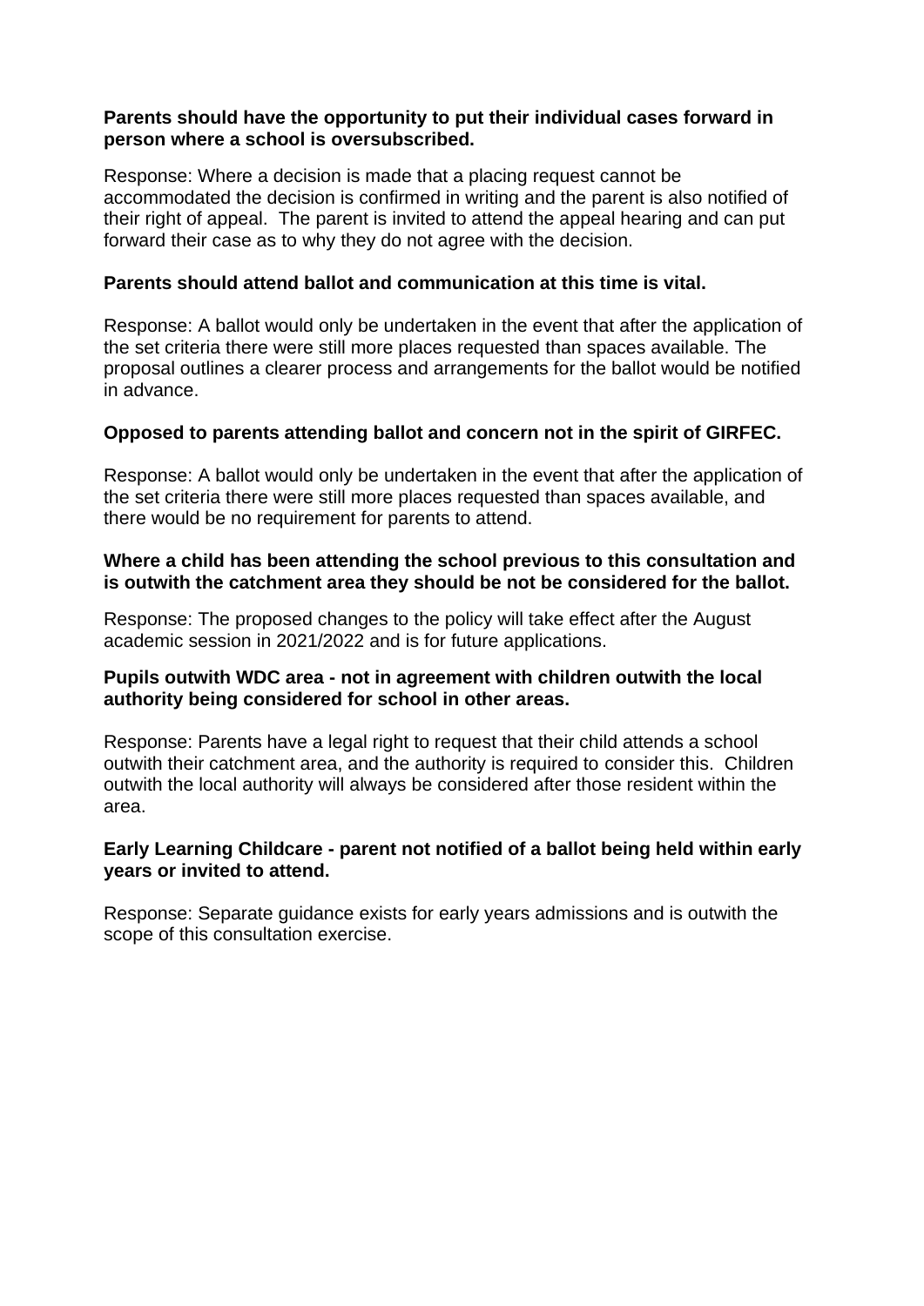**Parents should have the opportunity to put their individual cases forward in person where a school is oversubscribed.**

Response: Where a decision is made that a placing request cannot be accommodated the decision is confirmed in writing and the parent is also notified of their right of appeal. The parent is invited to attend the appeal hearing and can put forward their case as to why they do not agree with the decision.

**Parents should attend ballot and communication at this time is vital.**

Response: A ballot would only be undertaken in the event that after the application of the set criteria there were still more places requested than spaces available. The proposal outlines a clearer process and arrangements for the ballot would be notified in advance.

**Opposed to parents attending ballot and concern not in the spirit of GIRFEC.**

Response: A ballot would only be undertaken in the event that after the application of the set criteria there were still more places requested than spaces available, and there would be no requirement for parents to attend.

**Where a child has been attending the school previous to this consultation and is outwith the catchment area they should be not be considered for the ballot.**

Response: The proposed changes to the policy will take effect after the August academic session in 2021/2022 and is for future applications.

**Pupils outwith WDC area - not in agreement with children outwith the local authority being considered for school in other areas.**

Response: Parents have a legal right to request that their child attends a school outwith their catchment area, and the authority is required to consider this. Children outwith the local authority will always be considered after those resident within the area.

**Early Learning Childcare - parent not notified of a ballot being held within early years or invited to attend.**

Response: Separate guidance exists for early years admissions and is outwith the scope of this consultation exercise.